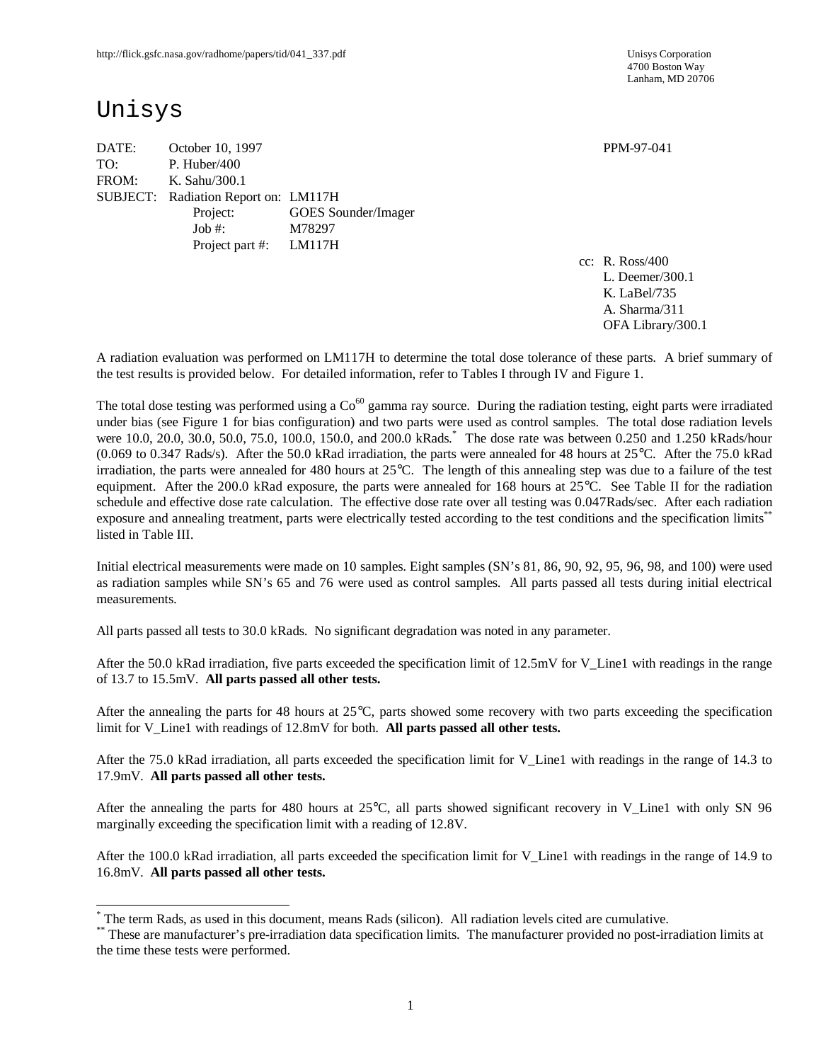http://flick.gsfc.nasa.gov/radhome/papers/tid/041_337.pdf

Unisys Corporation
4700 Boston Way
Lanham, MD 20706

# Unisys

DATE: October 10, 1997 PPM-97-041

TO: P. Huber/400

FROM: K. Sahu/300.1

SUBJECT: Radiation Report on: LM117H

Project: GOES Sounder/Imager

Job #: M78297

Project part #: LM117H

cc: R. Ross/400
L. Deemer/300.1
K. LaBel/735
A. Sharma/311
OFA Library/300.1

A radiation evaluation was performed on LM117H to determine the total dose tolerance of these parts. A brief summary of the test results is provided below. For detailed information, refer to Tables I through IV and Figure 1.

The total dose testing was performed using a $Co^{60}$ gamma ray source. During the radiation testing, eight parts were irradiated under bias (see Figure 1 for bias configuration) and two parts were used as control samples. The total dose radiation levels were 10.0, 20.0, 30.0, 50.0, 75.0, 100.0, 150.0, and 200.0 kRads.[*] The dose rate was between 0.250 and 1.250 kRads/hour (0.069 to 0.347 Rads/s). After the 50.0 kRad irradiation, the parts were annealed for 48 hours at 25°C. After the 75.0 kRad irradiation, the parts were annealed for 480 hours at 25°C. The length of this annealing step was due to a failure of the test equipment. After the 200.0 kRad exposure, the parts were annealed for 168 hours at 25°C. See Table II for the radiation schedule and effective dose rate calculation. The effective dose rate over all testing was 0.047Rads/sec. After each radiation exposure and annealing treatment, parts were electrically tested according to the test conditions and the specification limits[**] listed in Table III.

Initial electrical measurements were made on 10 samples. Eight samples (SN's 81, 86, 90, 92, 95, 96, 98, and 100) were used as radiation samples while SN's 65 and 76 were used as control samples. All parts passed all tests during initial electrical measurements.

All parts passed all tests to 30.0 kRads. No significant degradation was noted in any parameter.

After the 50.0 kRad irradiation, five parts exceeded the specification limit of 12.5mV for V_Line1 with readings in the range of 13.7 to 15.5mV. **All parts passed all other tests.**

After the annealing the parts for 48 hours at 25°C, parts showed some recovery with two parts exceeding the specification limit for V_Line1 with readings of 12.8mV for both. **All parts passed all other tests.**

After the 75.0 kRad irradiation, all parts exceeded the specification limit for V_Line1 with readings in the range of 14.3 to 17.9mV. **All parts passed all other tests.**

After the annealing the parts for 480 hours at 25°C, all parts showed significant recovery in V_Line1 with only SN 96 marginally exceeding the specification limit with a reading of 12.8V.

After the 100.0 kRad irradiation, all parts exceeded the specification limit for V_Line1 with readings in the range of 14.9 to 16.8mV. **All parts passed all other tests.**

---

[*] The term Rads, as used in this document, means Rads (silicon). All radiation levels cited are cumulative.

[**] These are manufacturer's pre-irradiation data specification limits. The manufacturer provided no post-irradiation limits at the time these tests were performed.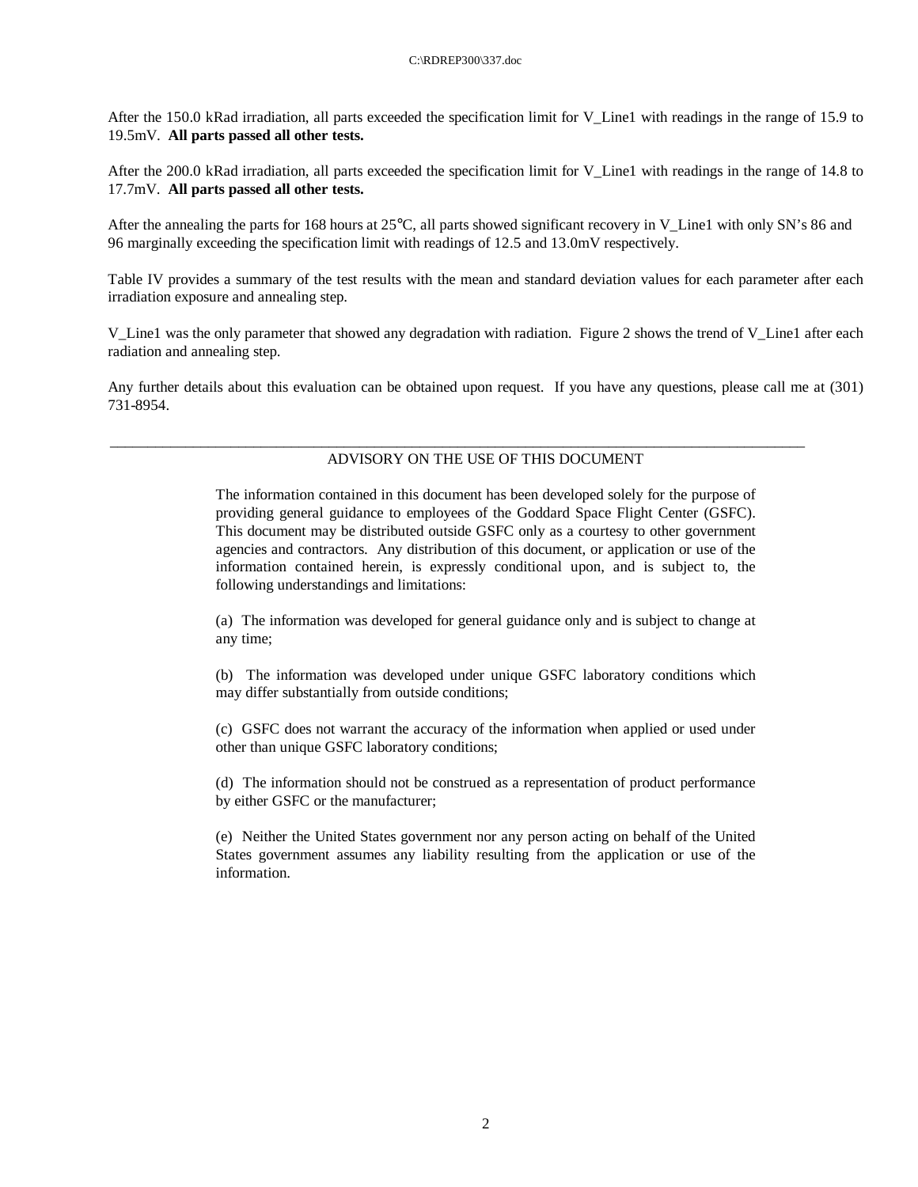After the 150.0 kRad irradiation, all parts exceeded the specification limit for V_Line1 with readings in the range of 15.9 to 19.5mV. **All parts passed all other tests.**

After the 200.0 kRad irradiation, all parts exceeded the specification limit for V_Line1 with readings in the range of 14.8 to 17.7mV. **All parts passed all other tests.**

After the annealing the parts for 168 hours at 25°C, all parts showed significant recovery in V_Line1 with only SN's 86 and 96 marginally exceeding the specification limit with readings of 12.5 and 13.0mV respectively.

Table IV provides a summary of the test results with the mean and standard deviation values for each parameter after each irradiation exposure and annealing step.

V_Line1 was the only parameter that showed any degradation with radiation. Figure 2 shows the trend of V_Line1 after each radiation and annealing step.

Any further details about this evaluation can be obtained upon request. If you have any questions, please call me at (301) 731-8954.

---

ADVISORY ON THE USE OF THIS DOCUMENT

The information contained in this document has been developed solely for the purpose of providing general guidance to employees of the Goddard Space Flight Center (GSFC). This document may be distributed outside GSFC only as a courtesy to other government agencies and contractors. Any distribution of this document, or application or use of the information contained herein, is expressly conditional upon, and is subject to, the following understandings and limitations:

(a) The information was developed for general guidance only and is subject to change at any time;

(b) The information was developed under unique GSFC laboratory conditions which may differ substantially from outside conditions;

(c) GSFC does not warrant the accuracy of the information when applied or used under other than unique GSFC laboratory conditions;

(d) The information should not be construed as a representation of product performance by either GSFC or the manufacturer;

(e) Neither the United States government nor any person acting on behalf of the United States government assumes any liability resulting from the application or use of the information.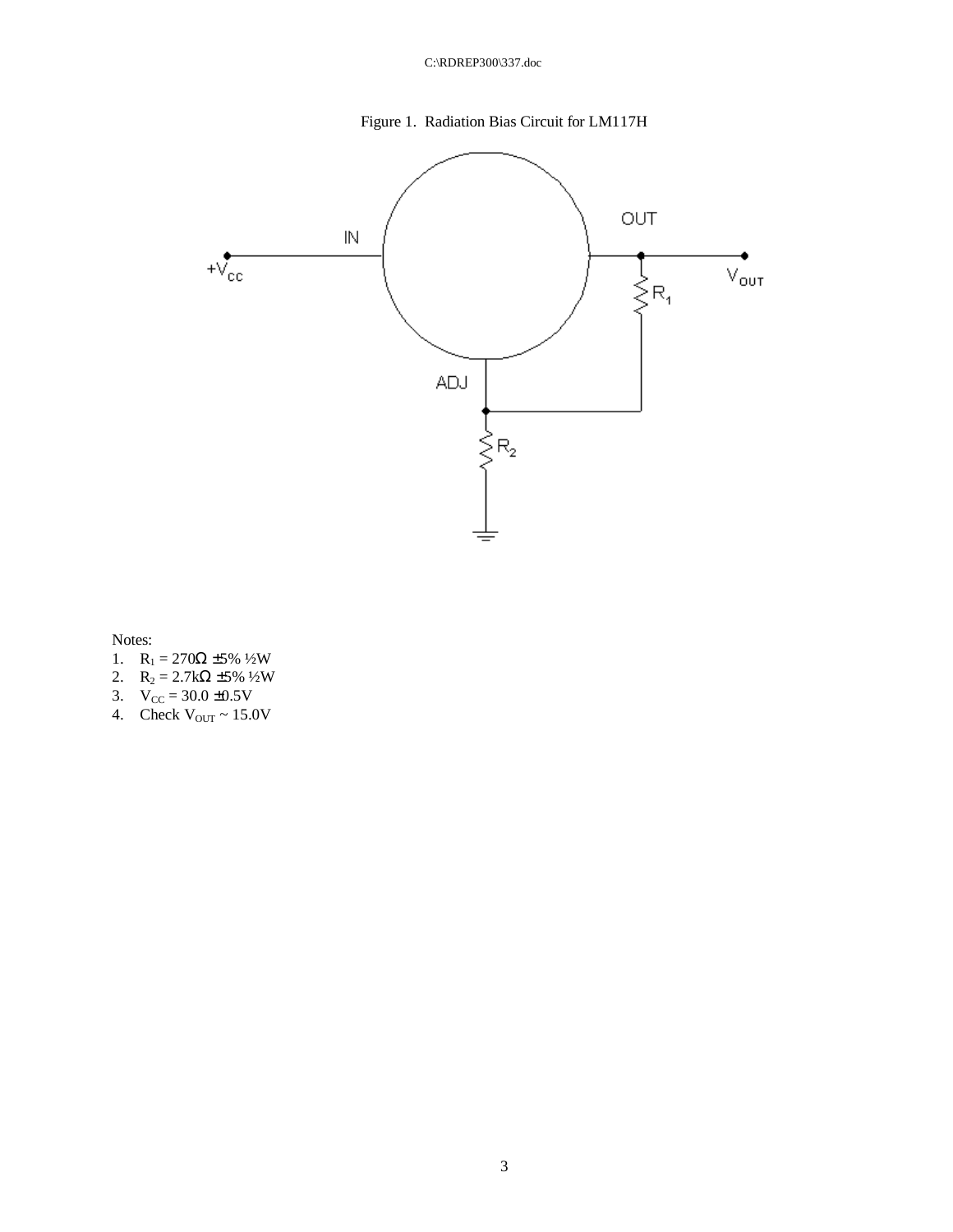Figure 1. Radiation Bias Circuit for LM117H

Notes:
1. $R_1$ = 270Ω ±5% ½W
2. $R_2$ = 2.7kΩ ±5% ½W
3. $V_{CC}$ = 30.0 ±0.5V
4. Check $V_{OUT}$ ~ 15.0V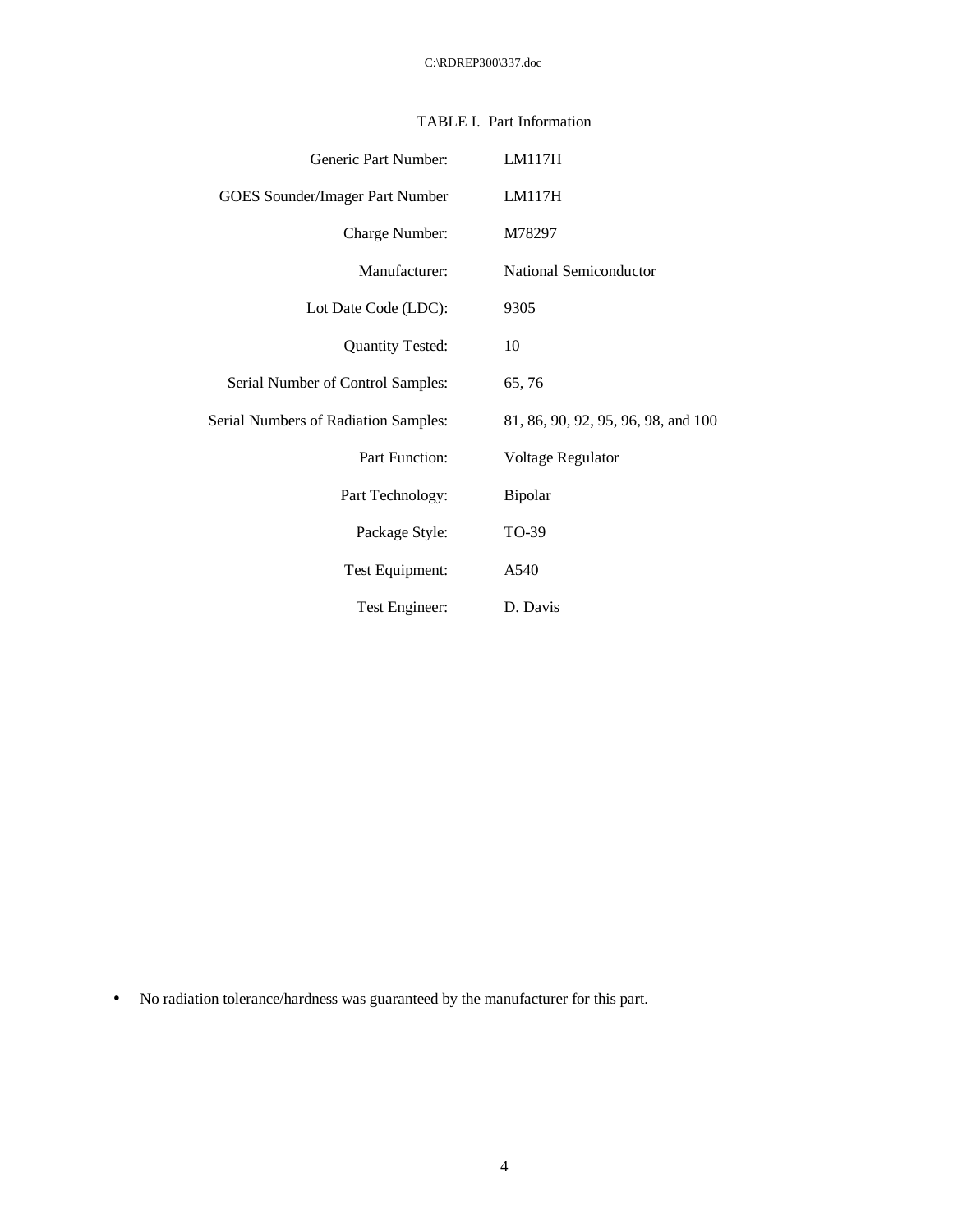TABLE I. Part Information

| | |
|---|---|
| Generic Part Number: | LM117H |
| GOES Sounder/Imager Part Number | LM117H |
| Charge Number: | M78297 |
| Manufacturer: | National Semiconductor |
| Lot Date Code (LDC): | 9305 |
| Quantity Tested: | 10 |
| Serial Number of Control Samples: | 65, 76 |
| Serial Numbers of Radiation Samples: | 81, 86, 90, 92, 95, 96, 98, and 100 |
| Part Function: | Voltage Regulator |
| Part Technology: | Bipolar |
| Package Style: | TO-39 |
| Test Equipment: | A540 |
| Test Engineer: | D. Davis |

- No radiation tolerance/hardness was guaranteed by the manufacturer for this part.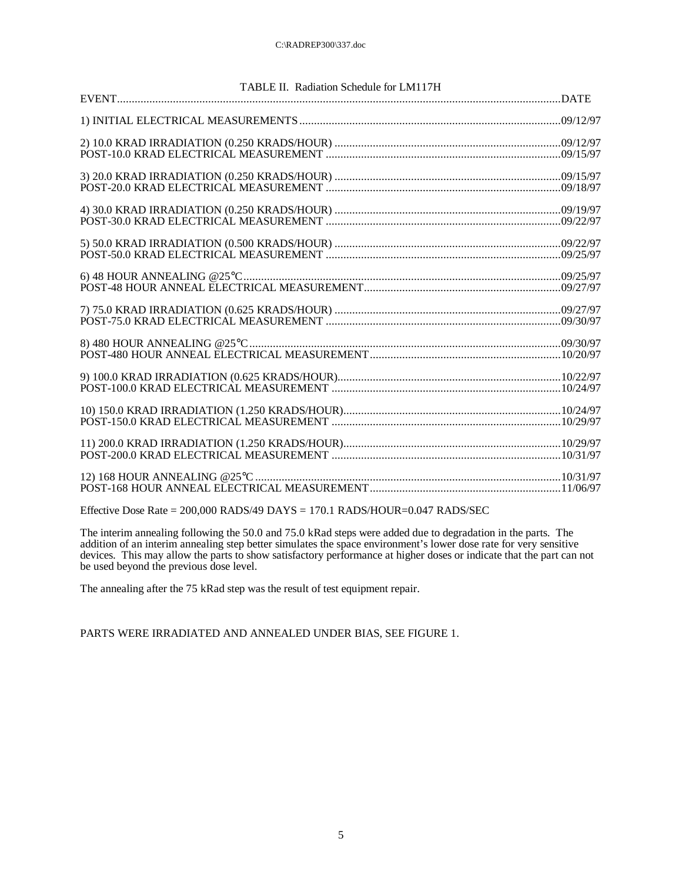TABLE II. Radiation Schedule for LM117H

| EVENT | DATE |
|---|---|
| 1) INITIAL ELECTRICAL MEASUREMENTS | 09/12/97 |
| 2) 10.0 KRAD IRRADIATION (0.250 KRADS/HOUR) | 09/12/97 |
| POST-10.0 KRAD ELECTRICAL MEASUREMENT | 09/15/97 |
| 3) 20.0 KRAD IRRADIATION (0.250 KRADS/HOUR) | 09/15/97 |
| POST-20.0 KRAD ELECTRICAL MEASUREMENT | 09/18/97 |
| 4) 30.0 KRAD IRRADIATION (0.250 KRADS/HOUR) | 09/19/97 |
| POST-30.0 KRAD ELECTRICAL MEASUREMENT | 09/22/97 |
| 5) 50.0 KRAD IRRADIATION (0.500 KRADS/HOUR) | 09/22/97 |
| POST-50.0 KRAD ELECTRICAL MEASUREMENT | 09/25/97 |
| 6) 48 HOUR ANNEALING @25°C | 09/25/97 |
| POST-48 HOUR ANNEAL ELECTRICAL MEASUREMENT | 09/27/97 |
| 7) 75.0 KRAD IRRADIATION (0.625 KRADS/HOUR) | 09/27/97 |
| POST-75.0 KRAD ELECTRICAL MEASUREMENT | 09/30/97 |
| 8) 480 HOUR ANNEALING @25°C | 09/30/97 |
| POST-480 HOUR ANNEAL ELECTRICAL MEASUREMENT | 10/20/97 |
| 9) 100.0 KRAD IRRADIATION (0.625 KRADS/HOUR) | 10/22/97 |
| POST-100.0 KRAD ELECTRICAL MEASUREMENT | 10/24/97 |
| 10) 150.0 KRAD IRRADIATION (1.250 KRADS/HOUR) | 10/24/97 |
| POST-150.0 KRAD ELECTRICAL MEASUREMENT | 10/29/97 |
| 11) 200.0 KRAD IRRADIATION (1.250 KRADS/HOUR) | 10/29/97 |
| POST-200.0 KRAD ELECTRICAL MEASUREMENT | 10/31/97 |
| 12) 168 HOUR ANNEALING @25°C | 10/31/97 |
| POST-168 HOUR ANNEAL ELECTRICAL MEASUREMENT | 11/06/97 |

Effective Dose Rate = 200,000 RADS/49 DAYS = 170.1 RADS/HOUR=0.047 RADS/SEC

The interim annealing following the 50.0 and 75.0 kRad steps were added due to degradation in the parts. The addition of an interim annealing step better simulates the space environment's lower dose rate for very sensitive devices. This may allow the parts to show satisfactory performance at higher doses or indicate that the part can not be used beyond the previous dose level.

The annealing after the 75 kRad step was the result of test equipment repair.

PARTS WERE IRRADIATED AND ANNEALED UNDER BIAS, SEE FIGURE 1.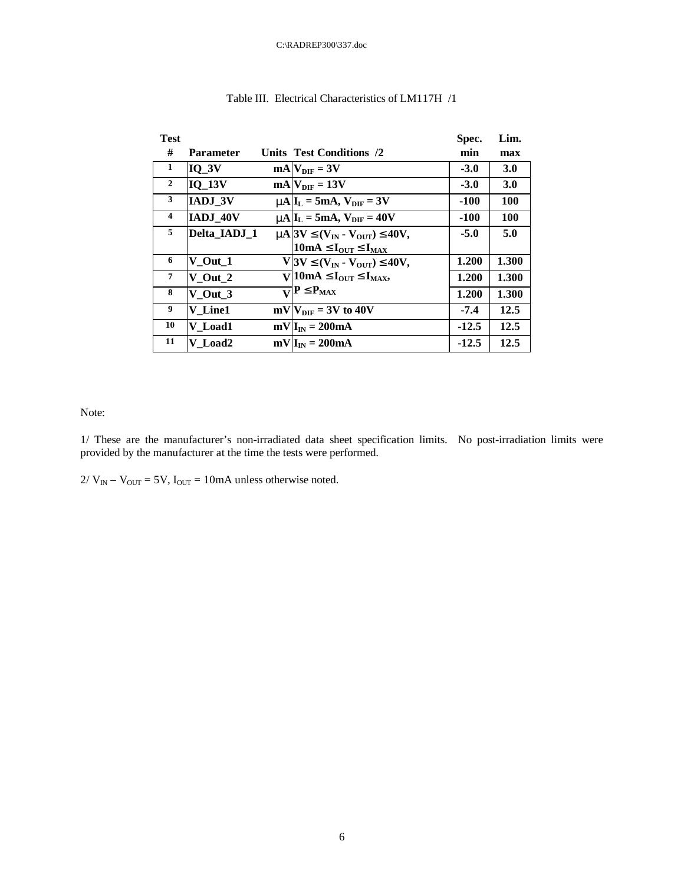Table III. Electrical Characteristics of LM117H /1

| Test # | Parameter | Units | Test Conditions /2 | Spec. min | Lim. max |
|---|---|---|---|---|---|
| 1 | IQ_3V | mA | $V_{DIF}$ = 3V | -3.0 | 3.0 |
| 2 | IQ_13V | mA | $V_{DIF}$ = 13V | -3.0 | 3.0 |
| 3 | IADJ_3V | μA | $I_L$ = 5mA, $V_{DIF}$ = 3V | -100 | 100 |
| 4 | IADJ_40V | μA | $I_L$ = 5mA, $V_{DIF}$ = 40V | -100 | 100 |
| 5 | Delta_IADJ_1 | μA | 3V ≤ ($V_{IN}$ - $V_{OUT}$) ≤ 40V, 10mA ≤ $I_{OUT}$ ≤ $I_{MAX}$ | -5.0 | 5.0 |
| 6 | V_Out_1 | V | 3V ≤ ($V_{IN}$ - $V_{OUT}$) ≤ 40V, 10mA ≤ $I_{OUT}$ ≤ $I_{MAX}$, P ≤ $P_{MAX}$ | 1.200 | 1.300 |
| 7 | V_Out_2 | V | | 1.200 | 1.300 |
| 8 | V_Out_3 | V | | 1.200 | 1.300 |
| 9 | V_Line1 | mV | $V_{DIF}$ = 3V to 40V | -7.4 | 12.5 |
| 10 | V_Load1 | mV | $I_{IN}$ = 200mA | -12.5 | 12.5 |
| 11 | V_Load2 | mV | $I_{IN}$ = 200mA | -12.5 | 12.5 |

Note:

1/ These are the manufacturer's non-irradiated data sheet specification limits. No post-irradiation limits were provided by the manufacturer at the time the tests were performed.

2/ $V_{IN}$ – $V_{OUT}$ = 5V, $I_{OUT}$ = 10mA unless otherwise noted.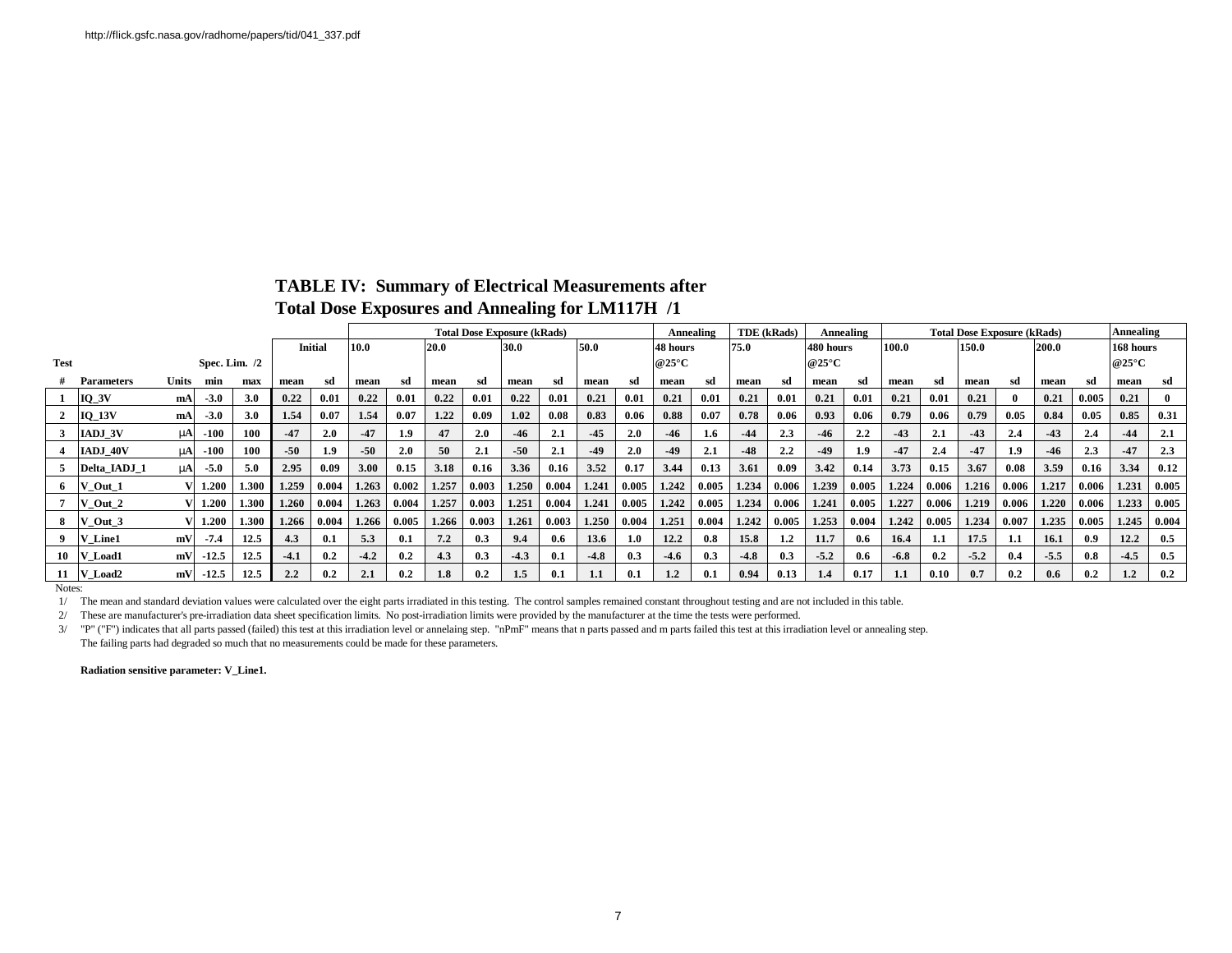http://flick.gsfc.nasa.gov/radhome/papers/tid/041_337.pdf

## TABLE IV: Summary of Electrical Measurements after Total Dose Exposures and Annealing for LM117H /1

| Test | | | Spec. Lim. /2 | | Initial | | Total Dose Exposure (kRads) | | | | | | | | Annealing | | TDE (kRads) | | Annealing | | Total Dose Exposure (kRads) | | | | | | Annealing | |
|---|---|---|---|---|---|---|---|---|---|---|---|---|---|---|---|---|---|---|---|---|---|---|---|---|---|---|---|---|
| | | | | | | | 10.0 | | 20.0 | | 30.0 | | 50.0 | | 48 hours @25°C | | 75.0 | | 480 hours @25°C | | 100.0 | | 150.0 | | 200.0 | | 168 hours @25°C | |
| # | Parameters | Units | min | max | mean | sd | mean | sd | mean | sd | mean | sd | mean | sd | mean | sd | mean | sd | mean | sd | mean | sd | mean | sd | mean | sd | mean | sd |
| 1 | IQ_3V | mA | -3.0 | 3.0 | 0.22 | 0.01 | 0.22 | 0.01 | 0.22 | 0.01 | 0.22 | 0.01 | 0.21 | 0.01 | 0.21 | 0.01 | 0.21 | 0.01 | 0.21 | 0.01 | 0.21 | 0.01 | 0.21 | 0 | 0.21 | 0.005 | 0.21 | 0 |
| 2 | IQ_13V | mA | -3.0 | 3.0 | 1.54 | 0.07 | 1.54 | 0.07 | 1.22 | 0.09 | 1.02 | 0.08 | 0.83 | 0.06 | 0.88 | 0.07 | 0.78 | 0.06 | 0.93 | 0.06 | 0.79 | 0.06 | 0.79 | 0.05 | 0.84 | 0.05 | 0.85 | 0.31 |
| 3 | IADJ_3V | µA | -100 | 100 | -47 | 2.0 | -47 | 1.9 | 47 | 2.0 | -46 | 2.1 | -45 | 2.0 | -46 | 1.6 | -44 | 2.3 | -46 | 2.2 | -43 | 2.1 | -43 | 2.4 | -43 | 2.4 | -44 | 2.1 |
| 4 | IADJ_40V | µA | -100 | 100 | -50 | 1.9 | -50 | 2.0 | 50 | 2.1 | -50 | 2.1 | -49 | 2.0 | -49 | 2.1 | -48 | 2.2 | -49 | 1.9 | -47 | 2.4 | -47 | 1.9 | -46 | 2.3 | -47 | 2.3 |
| 5 | Delta_IADJ_1 | µA | -5.0 | 5.0 | 2.95 | 0.09 | 3.00 | 0.15 | 3.18 | 0.16 | 3.36 | 0.16 | 3.52 | 0.17 | 3.44 | 0.13 | 3.61 | 0.09 | 3.42 | 0.14 | 3.73 | 0.15 | 3.67 | 0.08 | 3.59 | 0.16 | 3.34 | 0.12 |
| 6 | V_Out_1 | V | 1.200 | 1.300 | 1.259 | 0.004 | 1.263 | 0.002 | 1.257 | 0.003 | 1.250 | 0.004 | 1.241 | 0.005 | 1.242 | 0.005 | 1.234 | 0.006 | 1.239 | 0.005 | 1.224 | 0.006 | 1.216 | 0.006 | 1.217 | 0.006 | 1.231 | 0.005 |
| 7 | V_Out_2 | V | 1.200 | 1.300 | 1.260 | 0.004 | 1.263 | 0.004 | 1.257 | 0.003 | 1.251 | 0.004 | 1.241 | 0.005 | 1.242 | 0.005 | 1.234 | 0.006 | 1.241 | 0.005 | 1.227 | 0.006 | 1.219 | 0.006 | 1.220 | 0.006 | 1.233 | 0.005 |
| 8 | V_Out_3 | V | 1.200 | 1.300 | 1.266 | 0.004 | 1.266 | 0.005 | 1.266 | 0.003 | 1.261 | 0.003 | 1.250 | 0.004 | 1.251 | 0.004 | 1.242 | 0.005 | 1.253 | 0.004 | 1.242 | 0.005 | 1.234 | 0.007 | 1.235 | 0.005 | 1.245 | 0.004 |
| 9 | V_Line1 | mV | -7.4 | 12.5 | 4.3 | 0.1 | 5.3 | 0.1 | 7.2 | 0.3 | 9.4 | 0.6 | 13.6 | 1.0 | 12.2 | 0.8 | 15.8 | 1.2 | 11.7 | 0.6 | 16.4 | 1.1 | 17.5 | 1.1 | 16.1 | 0.9 | 12.2 | 0.5 |
| 10 | V_Load1 | mV | -12.5 | 12.5 | -4.1 | 0.2 | -4.2 | 0.2 | 4.3 | 0.3 | -4.3 | 0.1 | -4.8 | 0.3 | -4.6 | 0.3 | -4.8 | 0.3 | -5.2 | 0.6 | -6.8 | 0.2 | -5.2 | 0.4 | -5.5 | 0.8 | -4.5 | 0.5 |
| 11 | V_Load2 | mV | -12.5 | 12.5 | 2.2 | 0.2 | 2.1 | 0.2 | 1.8 | 0.2 | 1.5 | 0.1 | 1.1 | 0.1 | 1.2 | 0.1 | 0.94 | 0.13 | 1.4 | 0.17 | 1.1 | 0.10 | 0.7 | 0.2 | 0.6 | 0.2 | 1.2 | 0.2 |

Notes:

1/ The mean and standard deviation values were calculated over the eight parts irradiated in this testing. The control samples remained constant throughout testing and are not included in this table.

2/ These are manufacturer's pre-irradiation data sheet specification limits. No post-irradiation limits were provided by the manufacturer at the time the tests were performed.

3/ "P" ("F") indicates that all parts passed (failed) this test at this irradiation level or annelaing step. "nPmF" means that n parts passed and m parts failed this test at this irradiation level or annealing step. The failing parts had degraded so much that no measurements could be made for these parameters.

**Radiation sensitive parameter: V_Line1.**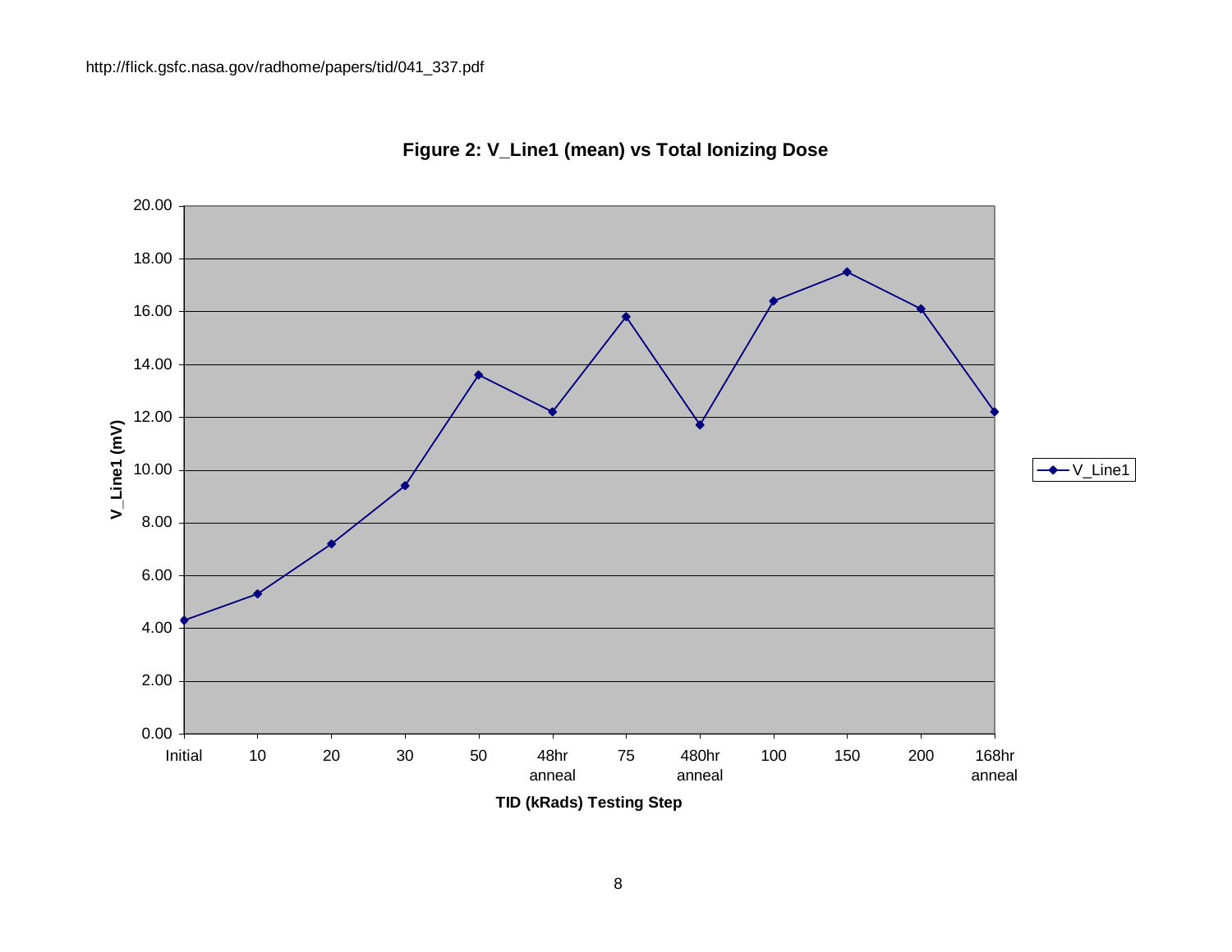http://flick.gsfc.nasa.gov/radhome/papers/tid/041_337.pdf

**Figure 2: V_Line1 (mean) vs Total Ionizing Dose**

V_Line1 (mV)

20.00
18.00
16.00
14.00
12.00
10.00
8.00
6.00
4.00
2.00
0.00

Initial
10
20
30
50
48hr anneal
75
480hr anneal
100
150
200
168hr anneal

TID (kRads) Testing Step

V_Line1